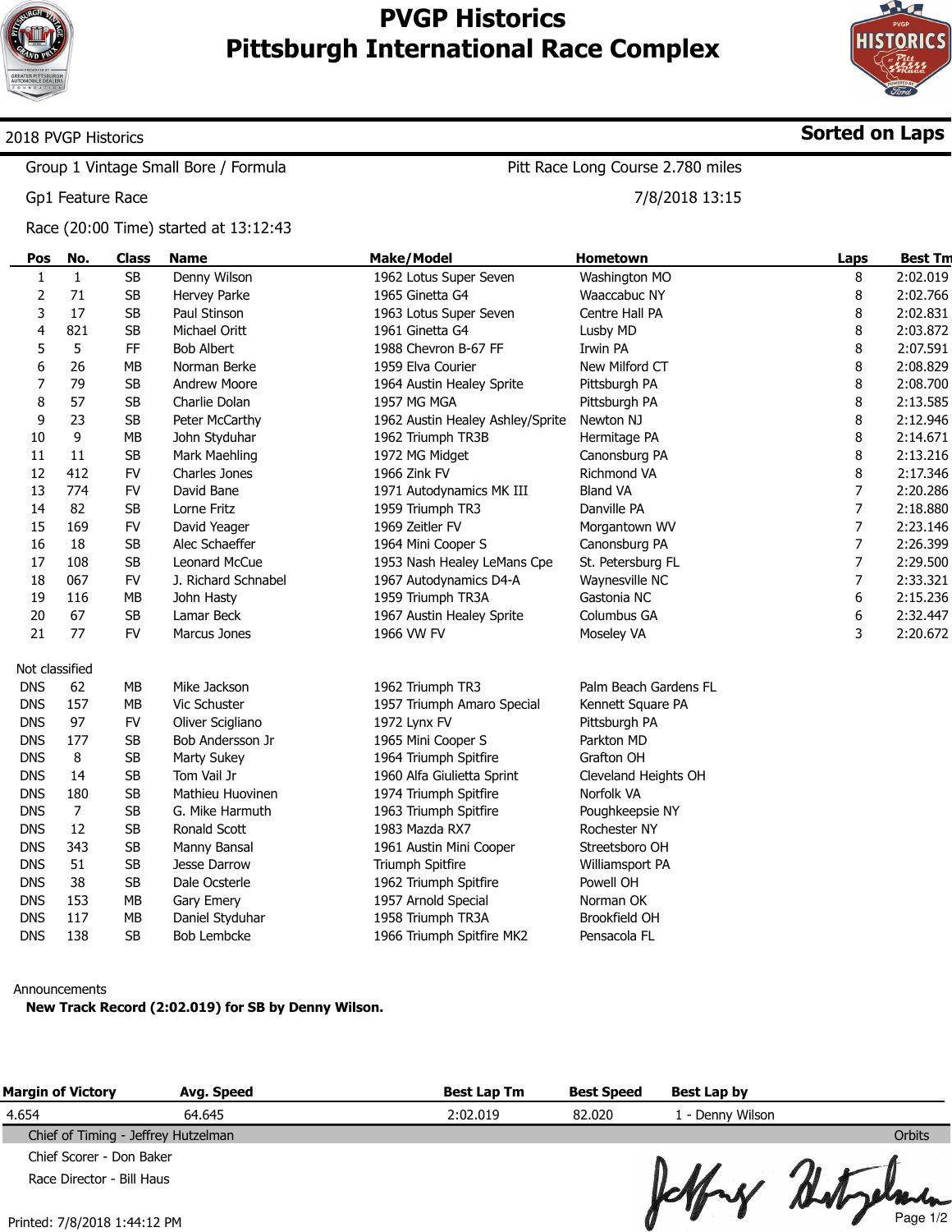# PVGP Historics
# Pittsburgh International Race Complex

2018 PVGP Historics — **Sorted on Laps**

Group 1 Vintage Small Bore / Formula — Pitt Race Long Course 2.780 miles

Gp1 Feature Race — 7/8/2018 13:15

Race (20:00 Time) started at 13:12:43

| Pos | No. | Class | Name | Make/Model | Hometown | Laps | Best Tm |
|---|---|---|---|---|---|---|---|
| 1 | 1 | SB | Denny Wilson | 1962 Lotus Super Seven | Washington MO | 8 | 2:02.019 |
| 2 | 71 | SB | Hervey Parke | 1965 Ginetta G4 | Waaccabuc NY | 8 | 2:02.766 |
| 3 | 17 | SB | Paul Stinson | 1963 Lotus Super Seven | Centre Hall PA | 8 | 2:02.831 |
| 4 | 821 | SB | Michael Oritt | 1961 Ginetta G4 | Lusby MD | 8 | 2:03.872 |
| 5 | 5 | FF | Bob Albert | 1988 Chevron B-67 FF | Irwin PA | 8 | 2:07.591 |
| 6 | 26 | MB | Norman Berke | 1959 Elva Courier | New Milford CT | 8 | 2:08.829 |
| 7 | 79 | SB | Andrew Moore | 1964 Austin Healey Sprite | Pittsburgh PA | 8 | 2:08.700 |
| 8 | 57 | SB | Charlie Dolan | 1957 MG MGA | Pittsburgh PA | 8 | 2:13.585 |
| 9 | 23 | SB | Peter McCarthy | 1962 Austin Healey Ashley/Sprite | Newton NJ | 8 | 2:12.946 |
| 10 | 9 | MB | John Styduhar | 1962 Triumph TR3B | Hermitage PA | 8 | 2:14.671 |
| 11 | 11 | SB | Mark Maehling | 1972 MG Midget | Canonsburg PA | 8 | 2:13.216 |
| 12 | 412 | FV | Charles Jones | 1966 Zink FV | Richmond VA | 8 | 2:17.346 |
| 13 | 774 | FV | David Bane | 1971 Autodynamics MK III | Bland VA | 7 | 2:20.286 |
| 14 | 82 | SB | Lorne Fritz | 1959 Triumph TR3 | Danville PA | 7 | 2:18.880 |
| 15 | 169 | FV | David Yeager | 1969 Zeitler FV | Morgantown WV | 7 | 2:23.146 |
| 16 | 18 | SB | Alec Schaeffer | 1964 Mini Cooper S | Canonsburg PA | 7 | 2:26.399 |
| 17 | 108 | SB | Leonard McCue | 1953 Nash Healey LeMans Cpe | St. Petersburg FL | 7 | 2:29.500 |
| 18 | 067 | FV | J. Richard Schnabel | 1967 Autodynamics D4-A | Waynesville NC | 7 | 2:33.321 |
| 19 | 116 | MB | John Hasty | 1959 Triumph TR3A | Gastonia NC | 6 | 2:15.236 |
| 20 | 67 | SB | Lamar Beck | 1967 Austin Healey Sprite | Columbus GA | 6 | 2:32.447 |
| 21 | 77 | FV | Marcus Jones | 1966 VW FV | Moseley VA | 3 | 2:20.672 |

Not classified

| Pos | No. | Class | Name | Make/Model | Hometown |
|---|---|---|---|---|---|
| DNS | 62 | MB | Mike Jackson | 1962 Triumph TR3 | Palm Beach Gardens FL |
| DNS | 157 | MB | Vic Schuster | 1957 Triumph Amaro Special | Kennett Square PA |
| DNS | 97 | FV | Oliver Scigliano | 1972 Lynx FV | Pittsburgh PA |
| DNS | 177 | SB | Bob Andersson Jr | 1965 Mini Cooper S | Parkton MD |
| DNS | 8 | SB | Marty Sukey | 1964 Triumph Spitfire | Grafton OH |
| DNS | 14 | SB | Tom Vail Jr | 1960 Alfa Giulietta Sprint | Cleveland Heights OH |
| DNS | 180 | SB | Mathieu Huovinen | 1974 Triumph Spitfire | Norfolk VA |
| DNS | 7 | SB | G. Mike Harmuth | 1963 Triumph Spitfire | Poughkeepsie NY |
| DNS | 12 | SB | Ronald Scott | 1983 Mazda RX7 | Rochester NY |
| DNS | 343 | SB | Manny Bansal | 1961 Austin Mini Cooper | Streetsboro OH |
| DNS | 51 | SB | Jesse Darrow | Triumph Spitfire | Williamsport PA |
| DNS | 38 | SB | Dale Ocsterle | 1962 Triumph Spitfire | Powell OH |
| DNS | 153 | MB | Gary Emery | 1957 Arnold Special | Norman OK |
| DNS | 117 | MB | Daniel Styduhar | 1958 Triumph TR3A | Brookfield OH |
| DNS | 138 | SB | Bob Lembcke | 1966 Triumph Spitfire MK2 | Pensacola FL |

Announcements

**New Track Record (2:02.019) for SB by Denny Wilson.**

| Margin of Victory | Avg. Speed | Best Lap Tm | Best Speed | Best Lap by |
|---|---|---|---|---|
| 4.654 | 64.645 | 2:02.019 | 82.020 | 1 - Denny Wilson |

Chief of Timing - Jeffrey Hutzelman

Orbits

Chief Scorer - Don Baker

Race Director - Bill Haus

Printed: 7/8/2018 1:44:12 PM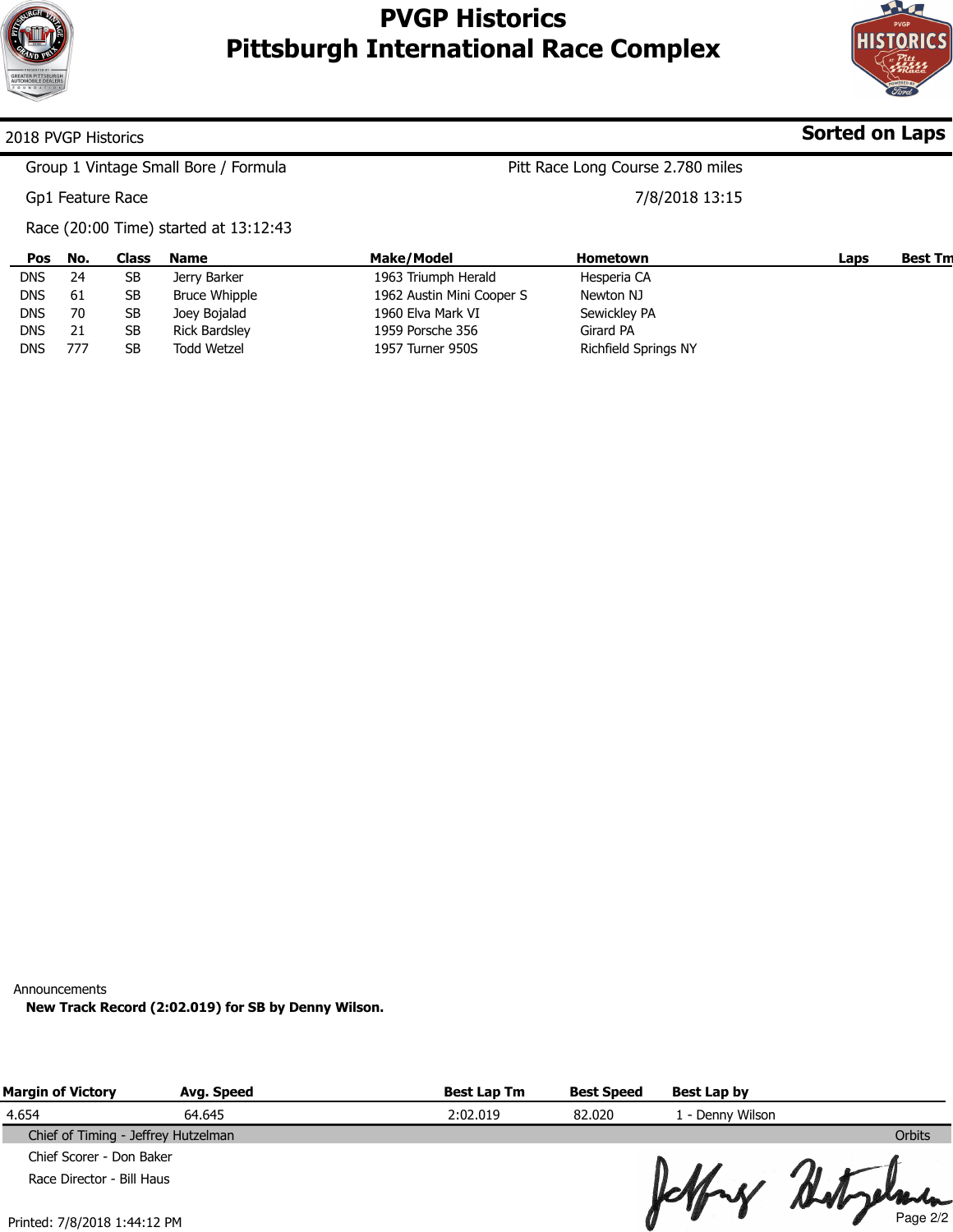# PVGP Historics
# Pittsburgh International Race Complex

2018 PVGP Historics **Sorted on Laps**

Group 1 Vintage Small Bore / Formula — Pitt Race Long Course 2.780 miles

Gp1 Feature Race — 7/8/2018 13:15

Race (20:00 Time) started at 13:12:43

| Pos | No. | Class | Name | Make/Model | Hometown | Laps | Best Tm |
|---|---|---|---|---|---|---|---|
| DNS | 24 | SB | Jerry Barker | 1963 Triumph Herald | Hesperia CA | | |
| DNS | 61 | SB | Bruce Whipple | 1962 Austin Mini Cooper S | Newton NJ | | |
| DNS | 70 | SB | Joey Bojalad | 1960 Elva Mark VI | Sewickley PA | | |
| DNS | 21 | SB | Rick Bardsley | 1959 Porsche 356 | Girard PA | | |
| DNS | 777 | SB | Todd Wetzel | 1957 Turner 950S | Richfield Springs NY | | |

Announcements

**New Track Record (2:02.019) for SB by Denny Wilson.**

| Margin of Victory | Avg. Speed | Best Lap Tm | Best Speed | Best Lap by |
|---|---|---|---|---|
| 4.654 | 64.645 | 2:02.019 | 82.020 | 1 - Denny Wilson |

Chief of Timing - Jeffrey Hutzelman — Orbits

Chief Scorer - Don Baker

Race Director - Bill Haus

Printed: 7/8/2018 1:44:12 PM